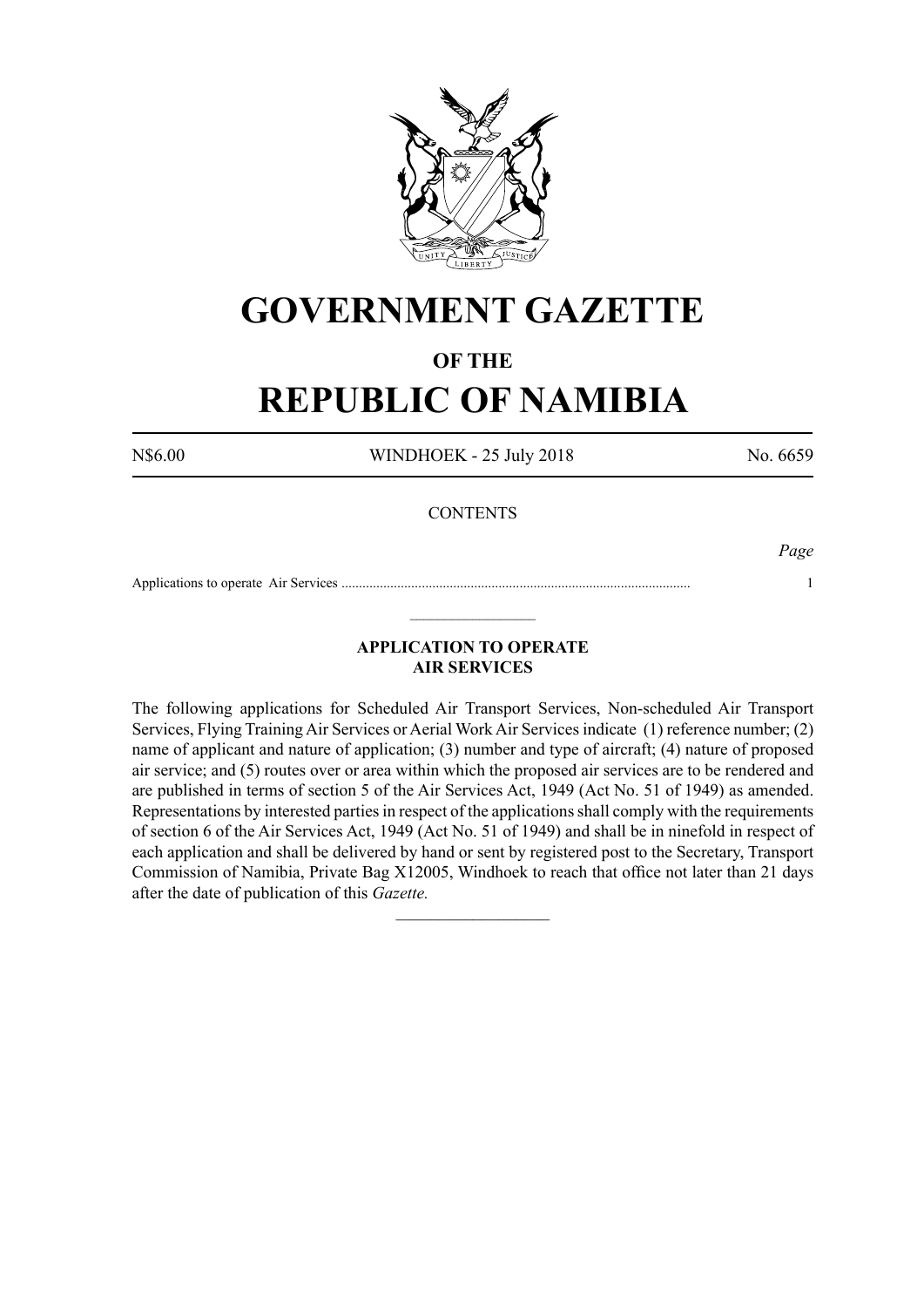# GOVERNMENT GAZETTE

## OF THE

# REPUBLIC OF NAMIBIA

N$6.00 WINDHOEK - 25 July 2018 No. 6659

CONTENTS

*Page*

Applications to operate Air Services ................................................................................................... 1

---

### APPLICATION TO OPERATE AIR SERVICES

The following applications for Scheduled Air Transport Services, Non-scheduled Air Transport Services, Flying Training Air Services or Aerial Work Air Services indicate (1) reference number; (2) name of applicant and nature of application; (3) number and type of aircraft; (4) nature of proposed air service; and (5) routes over or area within which the proposed air services are to be rendered and are published in terms of section 5 of the Air Services Act, 1949 (Act No. 51 of 1949) as amended. Representations by interested parties in respect of the applications shall comply with the requirements of section 6 of the Air Services Act, 1949 (Act No. 51 of 1949) and shall be in ninefold in respect of each application and shall be delivered by hand or sent by registered post to the Secretary, Transport Commission of Namibia, Private Bag X12005, Windhoek to reach that office not later than 21 days after the date of publication of this *Gazette.*

---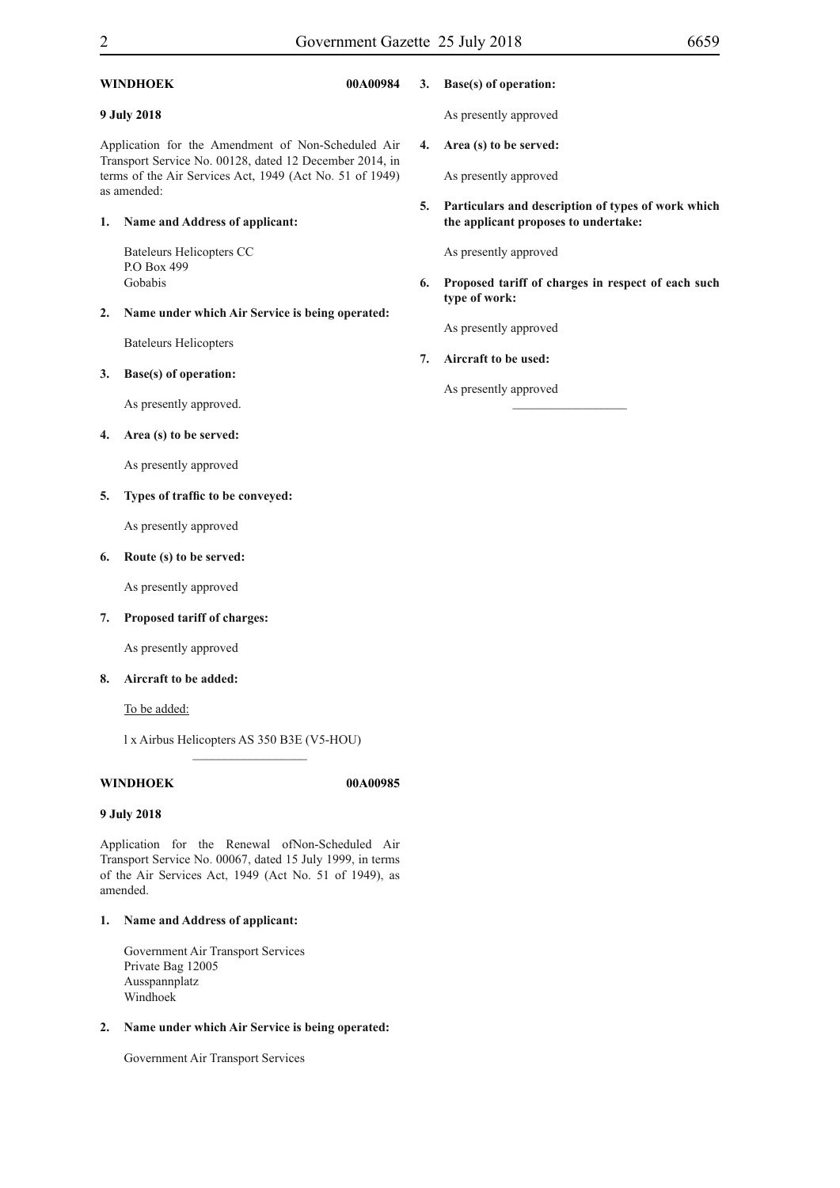**WINDHOEK** **00A00984**

**9 July 2018**

Application for the Amendment of Non-Scheduled Air Transport Service No. 00128, dated 12 December 2014, in terms of the Air Services Act, 1949 (Act No. 51 of 1949) as amended:

**1. Name and Address of applicant:**

Bateleurs Helicopters CC
P.O Box 499
Gobabis

**2. Name under which Air Service is being operated:**

Bateleurs Helicopters

**3. Base(s) of operation:**

As presently approved.

**4. Area (s) to be served:**

As presently approved

**5. Types of traffic to be conveyed:**

As presently approved

**6. Route (s) to be served:**

As presently approved

**7. Proposed tariff of charges:**

As presently approved

**8. Aircraft to be added:**

To be added:

l x Airbus Helicopters AS 350 B3E (V5-HOU)

---

**WINDHOEK** **00A00985**

**9 July 2018**

Application for the Renewal ofNon-Scheduled Air Transport Service No. 00067, dated 15 July 1999, in terms of the Air Services Act, 1949 (Act No. 51 of 1949), as amended.

**1. Name and Address of applicant:**

Government Air Transport Services
Private Bag 12005
Ausspannplatz
Windhoek

**2. Name under which Air Service is being operated:**

Government Air Transport Services

**3. Base(s) of operation:**

As presently approved

**4. Area (s) to be served:**

As presently approved

**5. Particulars and description of types of work which the applicant proposes to undertake:**

As presently approved

**6. Proposed tariff of charges in respect of each such type of work:**

As presently approved

**7. Aircraft to be used:**

As presently approved

---